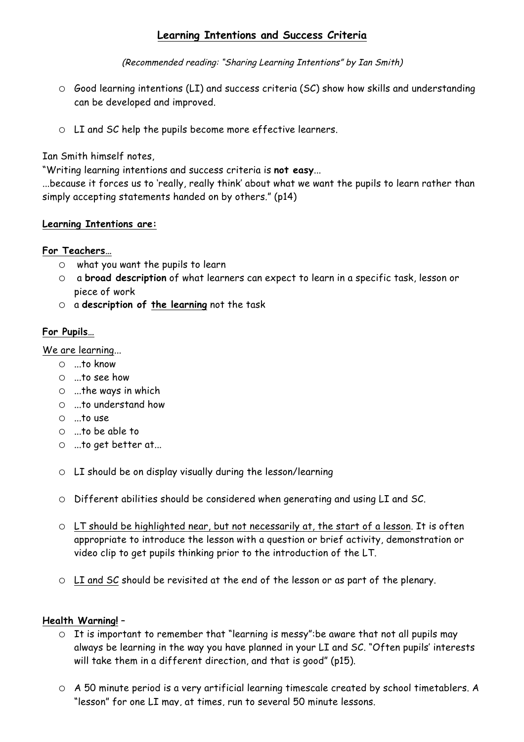# Learning Intentions and Success Criteria

*(Recommended reading: "Sharing Learning Intentions" by Ian Smith)*

- Good learning intentions (LI) and success criteria (SC) show how skills and understanding can be developed and improved.

- LI and SC help the pupils become more effective learners.

Ian Smith himself notes,

"Writing learning intentions and success criteria is **not easy**...

...because it forces us to 'really, really think' about what we want the pupils to learn rather than simply accepting statements handed on by others." (p14)

**Learning Intentions are:**

**For Teachers…**

- what you want the pupils to learn
- a **broad description** of what learners can expect to learn in a specific task, lesson or piece of work
- a **description of the learning** not the task

**For Pupils…**

We are learning...

- ...to know
- ...to see how
- ...the ways in which
- ...to understand how
- ...to use
- ...to be able to
- ...to get better at...

- LI should be on display visually during the lesson/learning

- Different abilities should be considered when generating and using LI and SC.

- LT should be highlighted near, but not necessarily at, the start of a lesson. It is often appropriate to introduce the lesson with a question or brief activity, demonstration or video clip to get pupils thinking prior to the introduction of the LT.

- LI and SC should be revisited at the end of the lesson or as part of the plenary.

**Health Warning!** –

- It is important to remember that "learning is messy":be aware that not all pupils may always be learning in the way you have planned in your LI and SC. "Often pupils' interests will take them in a different direction, and that is good" (p15).

- A 50 minute period is a very artificial learning timescale created by school timetablers. A "lesson" for one LI may, at times, run to several 50 minute lessons.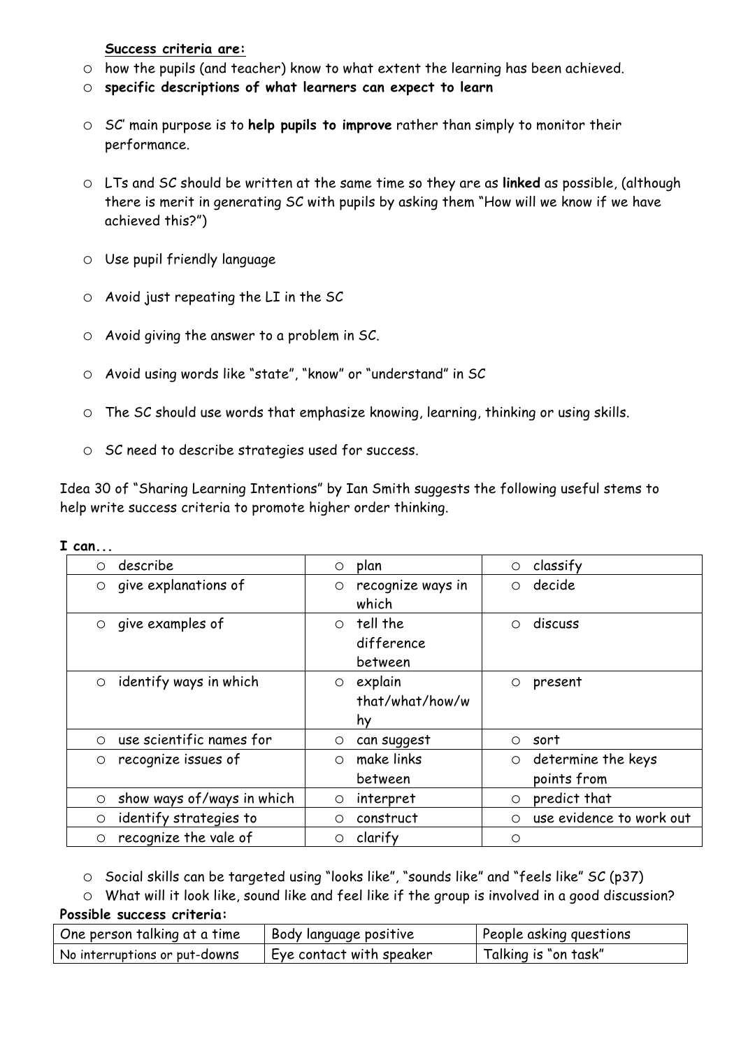**Success criteria are:**

- how the pupils (and teacher) know to what extent the learning has been achieved.
- **specific descriptions of what learners can expect to learn**
- SC' main purpose is to **help pupils to improve** rather than simply to monitor their performance.
- LTs and SC should be written at the same time so they are as **linked** as possible, (although there is merit in generating SC with pupils by asking them "How will we know if we have achieved this?")
- Use pupil friendly language
- Avoid just repeating the LI in the SC
- Avoid giving the answer to a problem in SC.
- Avoid using words like "state", "know" or "understand" in SC
- The SC should use words that emphasize knowing, learning, thinking or using skills.
- SC need to describe strategies used for success.

Idea 30 of "Sharing Learning Intentions" by Ian Smith suggests the following useful stems to help write success criteria to promote higher order thinking.

**I can...**

| | | |
|---|---|---|
| describe | plan | classify |
| give explanations of | recognize ways in which | decide |
| give examples of | tell the difference between | discuss |
| identify ways in which | explain that/what/how/why | present |
| use scientific names for | can suggest | sort |
| recognize issues of | make links between | determine the keys points from |
| show ways of/ways in which | interpret | predict that |
| identify strategies to | construct | use evidence to work out |
| recognize the vale of | clarify | |

- Social skills can be targeted using "looks like", "sounds like" and "feels like" SC (p37)
- What will it look like, sound like and feel like if the group is involved in a good discussion?

**Possible success criteria:**

| | | |
|---|---|---|
| One person talking at a time | Body language positive | People asking questions |
| No interruptions or put-downs | Eye contact with speaker | Talking is "on task" |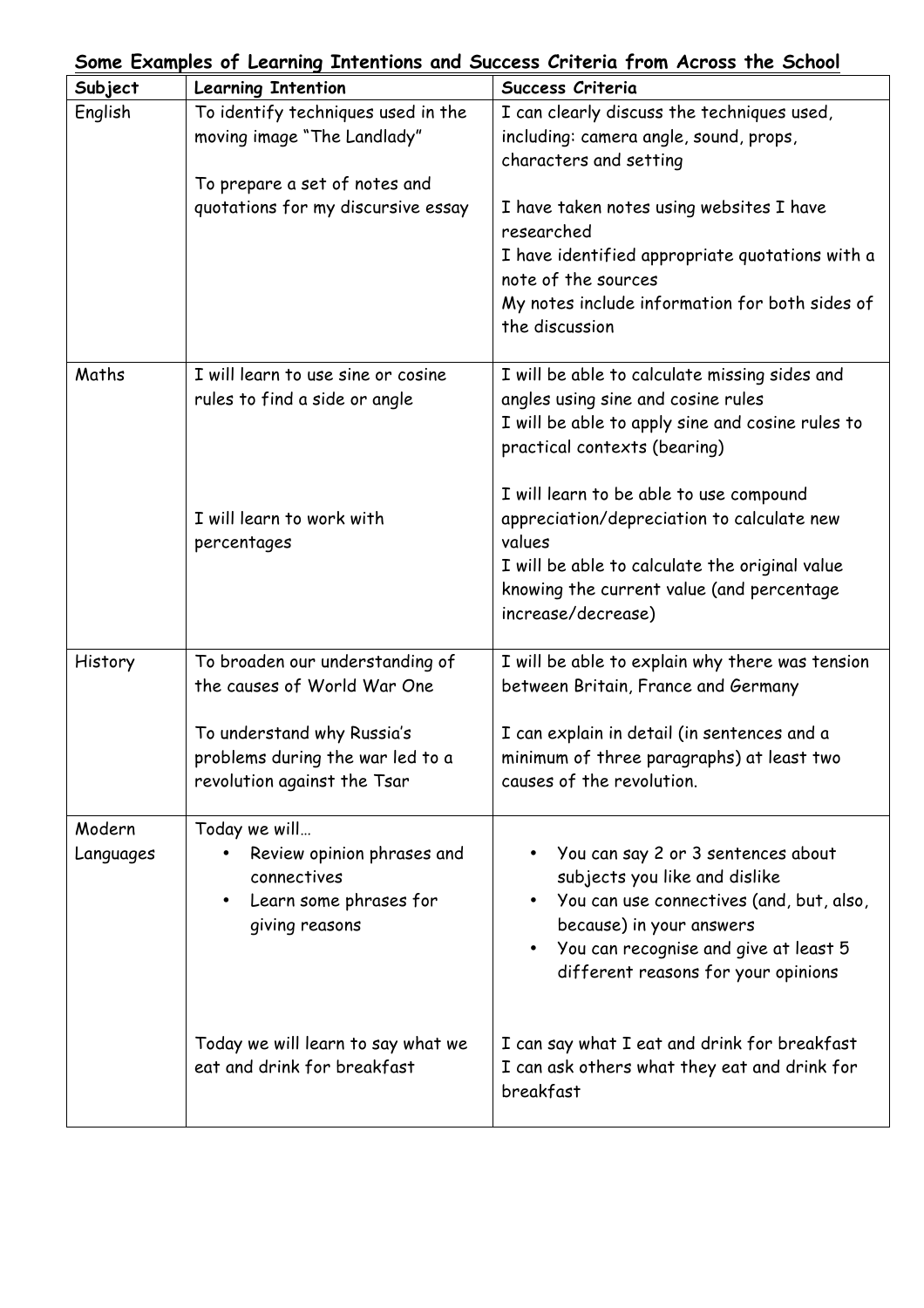**Some Examples of Learning Intentions and Success Criteria from Across the School**

| Subject | Learning Intention | Success Criteria |
| --- | --- | --- |
| English | To identify techniques used in the moving image "The Landlady"<br><br>To prepare a set of notes and quotations for my discursive essay | I can clearly discuss the techniques used, including: camera angle, sound, props, characters and setting<br><br>I have taken notes using websites I have researched<br>I have identified appropriate quotations with a note of the sources<br>My notes include information for both sides of the discussion |
| Maths | I will learn to use sine or cosine rules to find a side or angle<br><br>I will learn to work with percentages | I will be able to calculate missing sides and angles using sine and cosine rules<br>I will be able to apply sine and cosine rules to practical contexts (bearing)<br><br>I will learn to be able to use compound appreciation/depreciation to calculate new values<br>I will be able to calculate the original value knowing the current value (and percentage increase/decrease) |
| History | To broaden our understanding of the causes of World War One<br><br>To understand why Russia's problems during the war led to a revolution against the Tsar | I will be able to explain why there was tension between Britain, France and Germany<br><br>I can explain in detail (in sentences and a minimum of three paragraphs) at least two causes of the revolution. |
| Modern Languages | Today we will…<br>• Review opinion phrases and connectives<br>• Learn some phrases for giving reasons<br><br>Today we will learn to say what we eat and drink for breakfast | • You can say 2 or 3 sentences about subjects you like and dislike<br>• You can use connectives (and, but, also, because) in your answers<br>• You can recognise and give at least 5 different reasons for your opinions<br><br>I can say what I eat and drink for breakfast<br>I can ask others what they eat and drink for breakfast |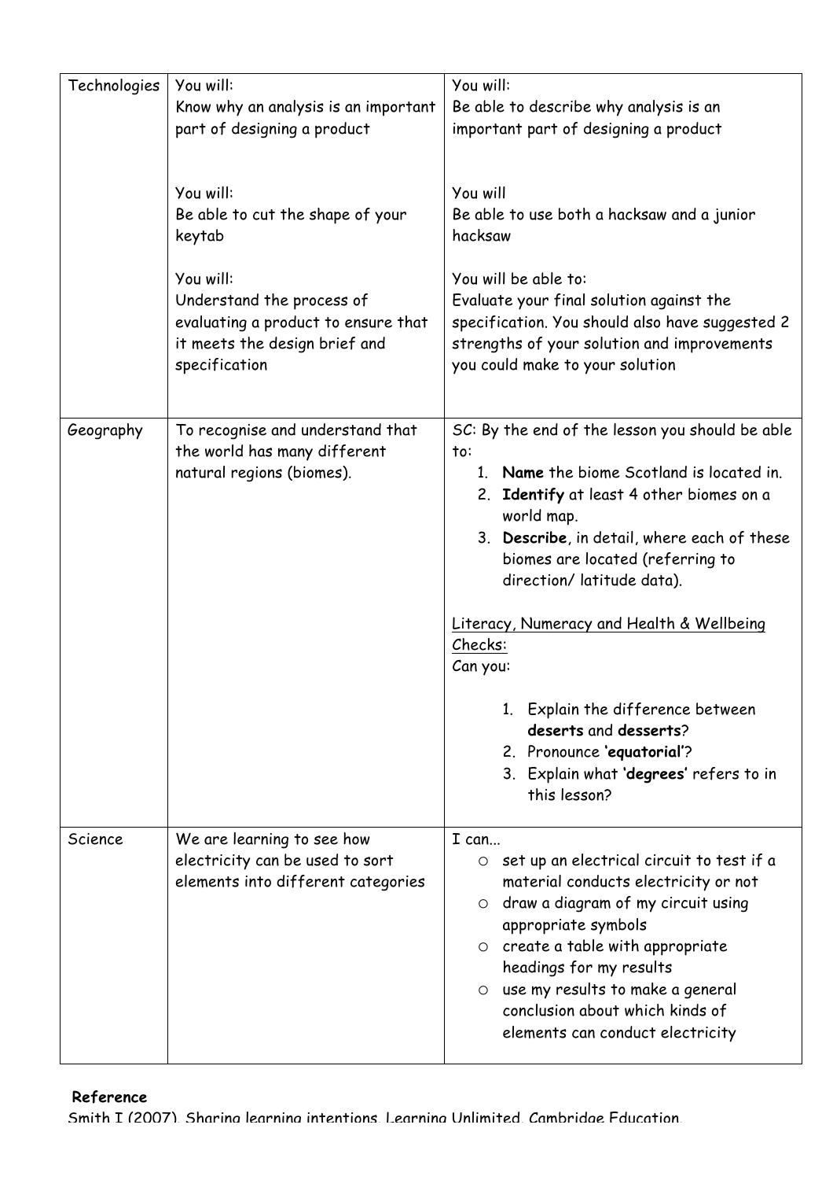| | | |
|---|---|---|
| Technologies | You will:<br>Know why an analysis is an important part of designing a product<br><br>You will:<br>Be able to cut the shape of your keytab<br><br>You will:<br>Understand the process of evaluating a product to ensure that it meets the design brief and specification | You will:<br>Be able to describe why analysis is an important part of designing a product<br><br>You will<br>Be able to use both a hacksaw and a junior hacksaw<br><br>You will be able to:<br>Evaluate your final solution against the specification. You should also have suggested 2 strengths of your solution and improvements you could make to your solution |
| Geography | To recognise and understand that the world has many different natural regions (biomes). | SC: By the end of the lesson you should be able to:<br>1. **Name** the biome Scotland is located in.<br>2. **Identify** at least 4 other biomes on a world map.<br>3. **Describe**, in detail, where each of these biomes are located (referring to direction/ latitude data).<br><br>Literacy, Numeracy and Health & Wellbeing Checks:<br>Can you:<br><br>1. Explain the difference between **deserts** and **desserts**?<br>2. Pronounce '**equatorial**'?<br>3. Explain what '**degrees**' refers to in this lesson? |
| Science | We are learning to see how electricity can be used to sort elements into different categories | I can...<br>○ set up an electrical circuit to test if a material conducts electricity or not<br>○ draw a diagram of my circuit using appropriate symbols<br>○ create a table with appropriate headings for my results<br>○ use my results to make a general conclusion about which kinds of elements can conduct electricity |

**Reference**

Smith I (2007). Sharing learning intentions. Learning Unlimited. Cambridge Education.